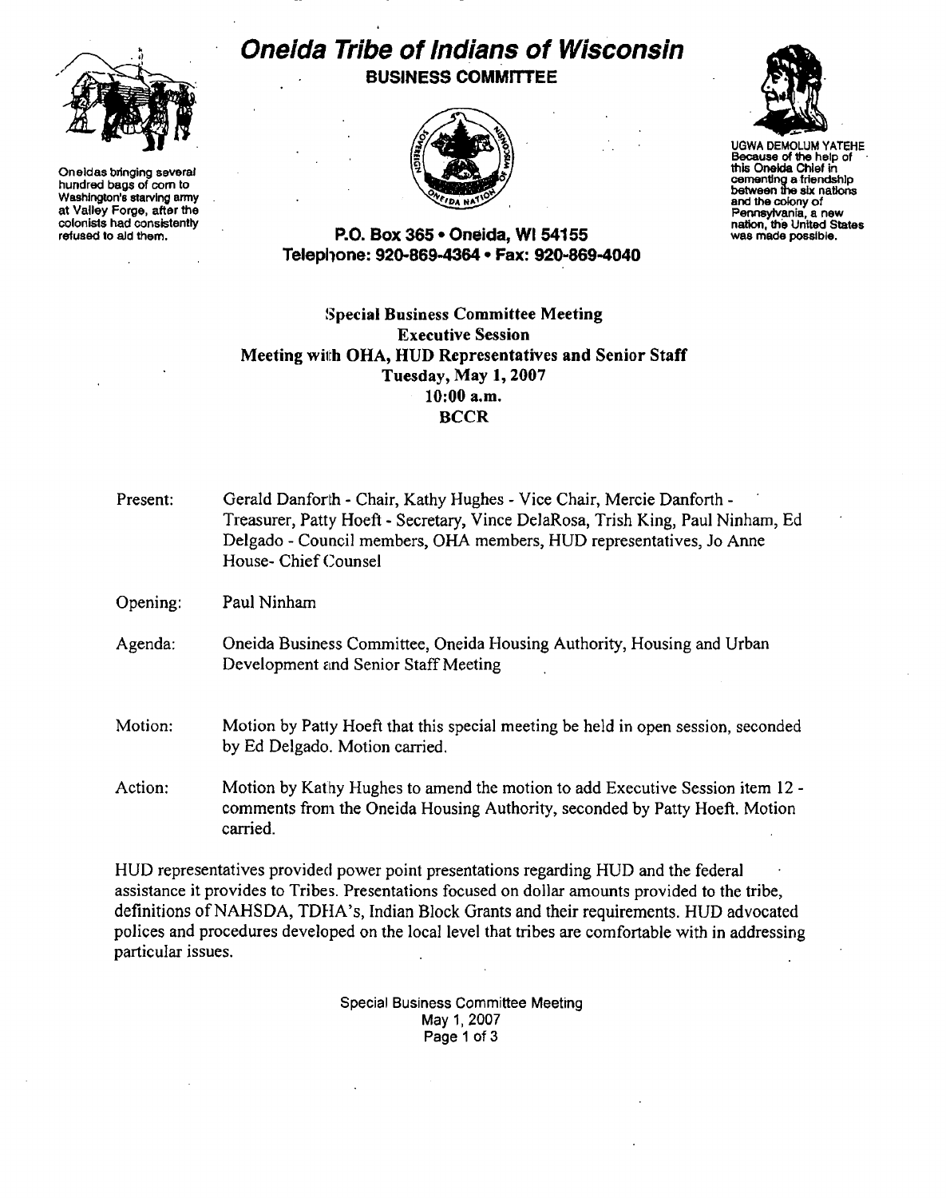# Oneida Tribe of Indians of Wisconsin

**BUSINESS COMMITTEE**

Oneidas bringing several hundred bags of corn to Washington's starving army at Valley Forge, after the colonists had consistently refused to aid them.

UGWA DEMOLUM YATEHE
Because of the help of this Oneida Chief in cementing a friendship between the six nations and the colony of Pennsylvania, a new nation, the United States was made possible.

**P.O. Box 365 • Oneida, WI 54155**
**Telephone: 920-869-4364 • Fax: 920-869-4040**

**Special Business Committee Meeting**
**Executive Session**
**Meeting with OHA, HUD Representatives and Senior Staff**
**Tuesday, May 1, 2007**
**10:00 a.m.**
**BCCR**

Present: Gerald Danforth - Chair, Kathy Hughes - Vice Chair, Mercie Danforth - Treasurer, Patty Hoeft - Secretary, Vince DelaRosa, Trish King, Paul Ninham, Ed Delgado - Council members, OHA members, HUD representatives, Jo Anne House- Chief Counsel

Opening: Paul Ninham

Agenda: Oneida Business Committee, Oneida Housing Authority, Housing and Urban Development and Senior Staff Meeting

Motion: Motion by Patty Hoeft that this special meeting be held in open session, seconded by Ed Delgado. Motion carried.

Action: Motion by Kathy Hughes to amend the motion to add Executive Session item 12 - comments from the Oneida Housing Authority, seconded by Patty Hoeft. Motion carried.

HUD representatives provided power point presentations regarding HUD and the federal assistance it provides to Tribes. Presentations focused on dollar amounts provided to the tribe, definitions of NAHSDA, TDHA's, Indian Block Grants and their requirements. HUD advocated polices and procedures developed on the local level that tribes are comfortable with in addressing particular issues.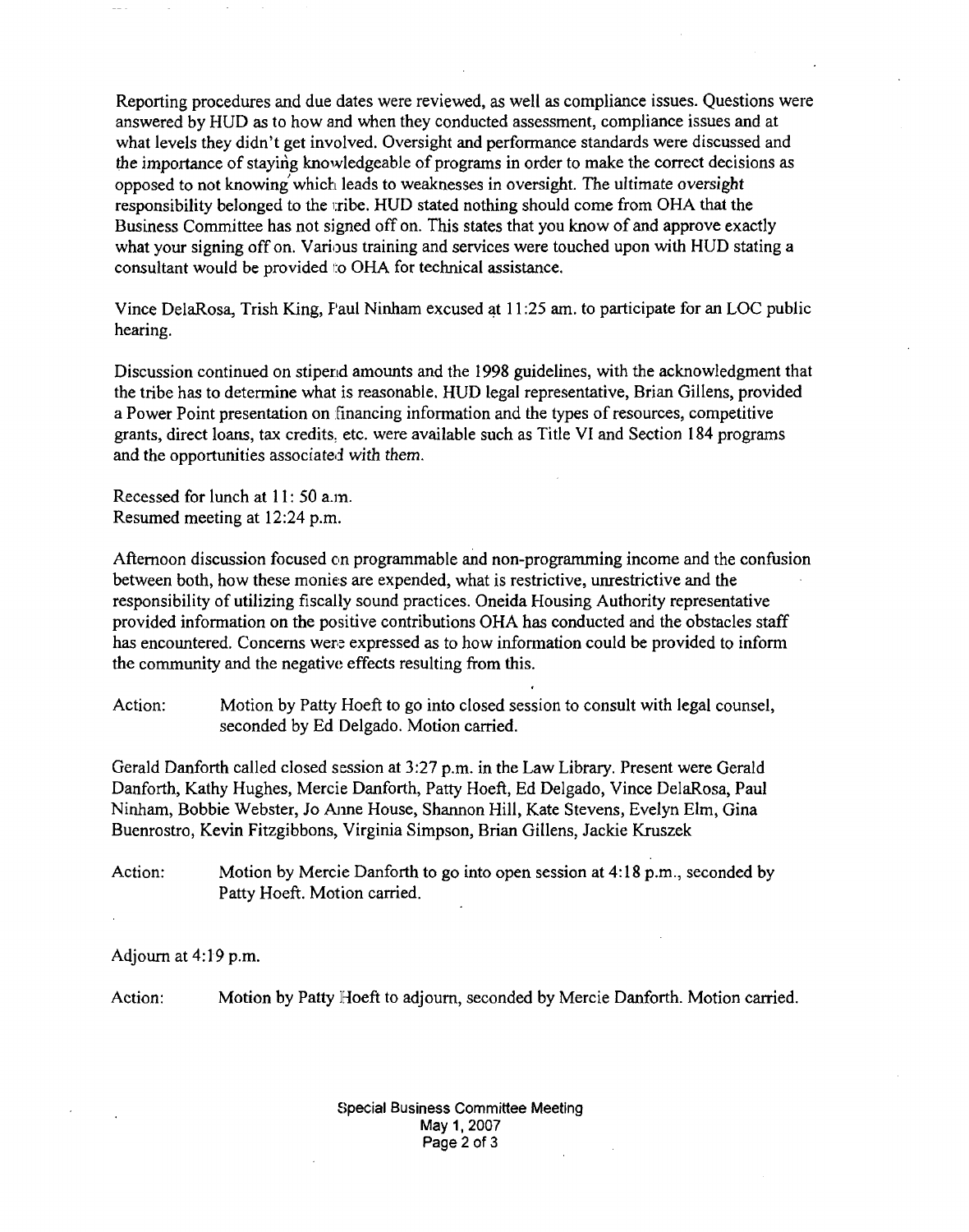Reporting procedures and due dates were reviewed, as well as compliance issues. Questions were answered by HUD as to how and when they conducted assessment, compliance issues and at what levels they didn't get involved. Oversight and performance standards were discussed and the importance of staying knowledgeable of programs in order to make the correct decisions as opposed to not knowing which leads to weaknesses in oversight. The ultimate oversight responsibility belonged to the tribe. HUD stated nothing should come from OHA that the Business Committee has not signed off on. This states that you know of and approve exactly what your signing off on. Various training and services were touched upon with HUD stating a consultant would be provided to OHA for technical assistance.

Vince DelaRosa, Trish King, Paul Ninham excused at 11:25 am. to participate for an LOC public hearing.

Discussion continued on stipend amounts and the 1998 guidelines, with the acknowledgment that the tribe has to determine what is reasonable. HUD legal representative, Brian Gillens, provided a Power Point presentation on financing information and the types of resources, competitive grants, direct loans, tax credits, etc. were available such as Title VI and Section 184 programs and the opportunities associated with them.

Recessed for lunch at 11: 50 a.m.
Resumed meeting at 12:24 p.m.

Afternoon discussion focused on programmable and non-programming income and the confusion between both, how these monies are expended, what is restrictive, unrestrictive and the responsibility of utilizing fiscally sound practices. Oneida Housing Authority representative provided information on the positive contributions OHA has conducted and the obstacles staff has encountered. Concerns were expressed as to how information could be provided to inform the community and the negative effects resulting from this.

Action: Motion by Patty Hoeft to go into closed session to consult with legal counsel, seconded by Ed Delgado. Motion carried.

Gerald Danforth called closed session at 3:27 p.m. in the Law Library. Present were Gerald Danforth, Kathy Hughes, Mercie Danforth, Patty Hoeft, Ed Delgado, Vince DelaRosa, Paul Ninham, Bobbie Webster, Jo Anne House, Shannon Hill, Kate Stevens, Evelyn Elm, Gina Buenrostro, Kevin Fitzgibbons, Virginia Simpson, Brian Gillens, Jackie Kruszek

Action: Motion by Mercie Danforth to go into open session at 4:18 p.m., seconded by Patty Hoeft. Motion carried.

Adjourn at 4:19 p.m.

Action: Motion by Patty Hoeft to adjourn, seconded by Mercie Danforth. Motion carried.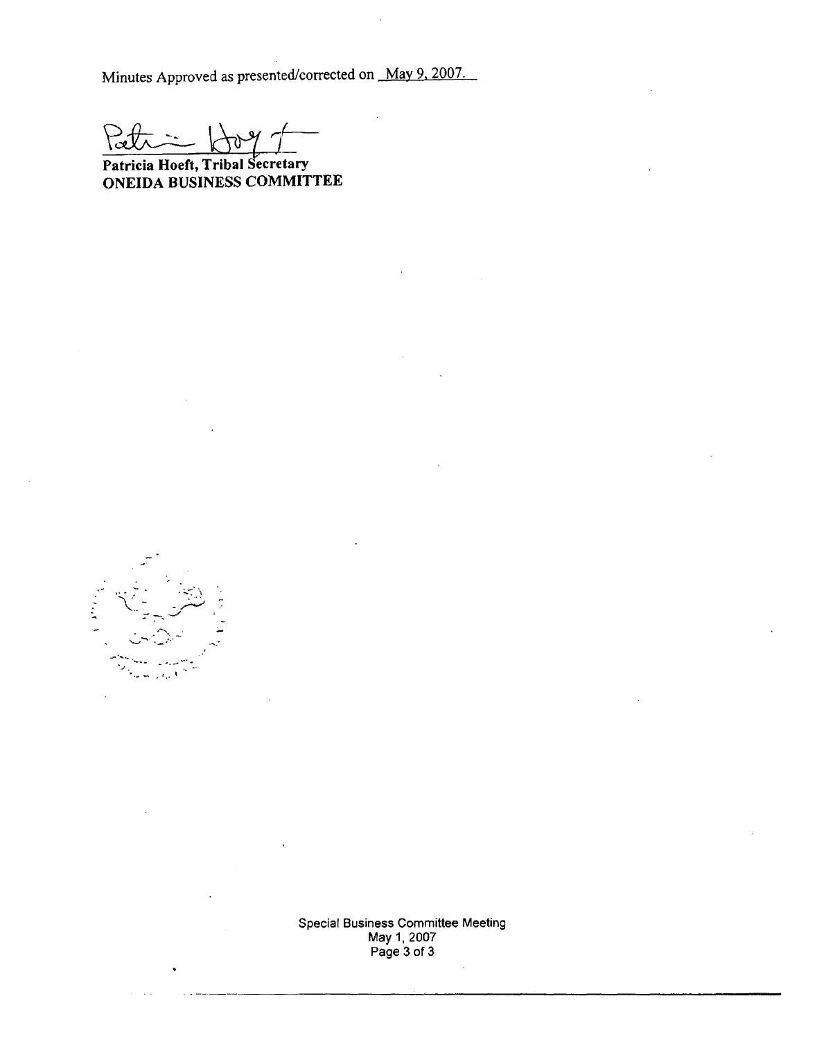Minutes Approved as presented/corrected on May 9, 2007.

**Patricia Hoeft, Tribal Secretary**
**ONEIDA BUSINESS COMMITTEE**

Special Business Committee Meeting
May 1, 2007